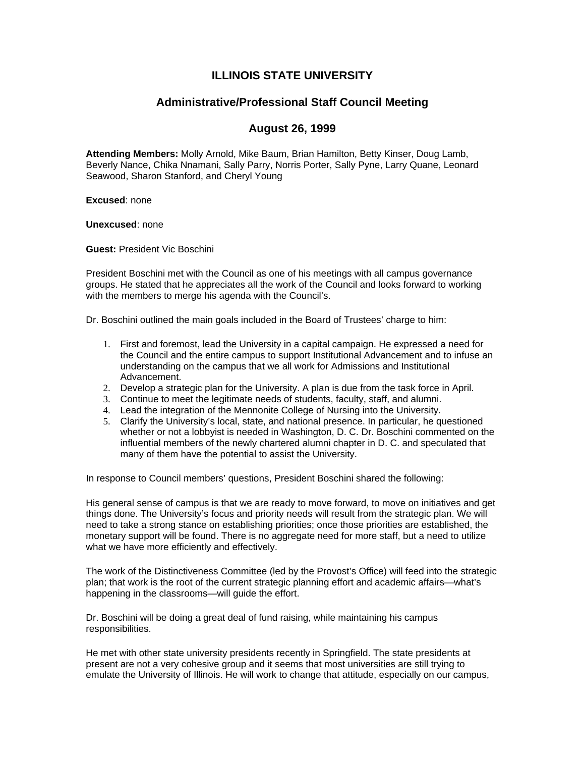# ILLINOIS STATE UNIVERSITY

## Administrative/Professional Staff Council Meeting

## August 26, 1999

**Attending Members:** Molly Arnold, Mike Baum, Brian Hamilton, Betty Kinser, Doug Lamb, Beverly Nance, Chika Nnamani, Sally Parry, Norris Porter, Sally Pyne, Larry Quane, Leonard Seawood, Sharon Stanford, and Cheryl Young

**Excused**: none

**Unexcused**: none

**Guest:** President Vic Boschini

President Boschini met with the Council as one of his meetings with all campus governance groups. He stated that he appreciates all the work of the Council and looks forward to working with the members to merge his agenda with the Council's.

Dr. Boschini outlined the main goals included in the Board of Trustees' charge to him:

1. First and foremost, lead the University in a capital campaign. He expressed a need for the Council and the entire campus to support Institutional Advancement and to infuse an understanding on the campus that we all work for Admissions and Institutional Advancement.
2. Develop a strategic plan for the University. A plan is due from the task force in April.
3. Continue to meet the legitimate needs of students, faculty, staff, and alumni.
4. Lead the integration of the Mennonite College of Nursing into the University.
5. Clarify the University's local, state, and national presence. In particular, he questioned whether or not a lobbyist is needed in Washington, D. C. Dr. Boschini commented on the influential members of the newly chartered alumni chapter in D. C. and speculated that many of them have the potential to assist the University.

In response to Council members' questions, President Boschini shared the following:

His general sense of campus is that we are ready to move forward, to move on initiatives and get things done. The University's focus and priority needs will result from the strategic plan. We will need to take a strong stance on establishing priorities; once those priorities are established, the monetary support will be found. There is no aggregate need for more staff, but a need to utilize what we have more efficiently and effectively.

The work of the Distinctiveness Committee (led by the Provost's Office) will feed into the strategic plan; that work is the root of the current strategic planning effort and academic affairs—what's happening in the classrooms—will guide the effort.

Dr. Boschini will be doing a great deal of fund raising, while maintaining his campus responsibilities.

He met with other state university presidents recently in Springfield. The state presidents at present are not a very cohesive group and it seems that most universities are still trying to emulate the University of Illinois. He will work to change that attitude, especially on our campus,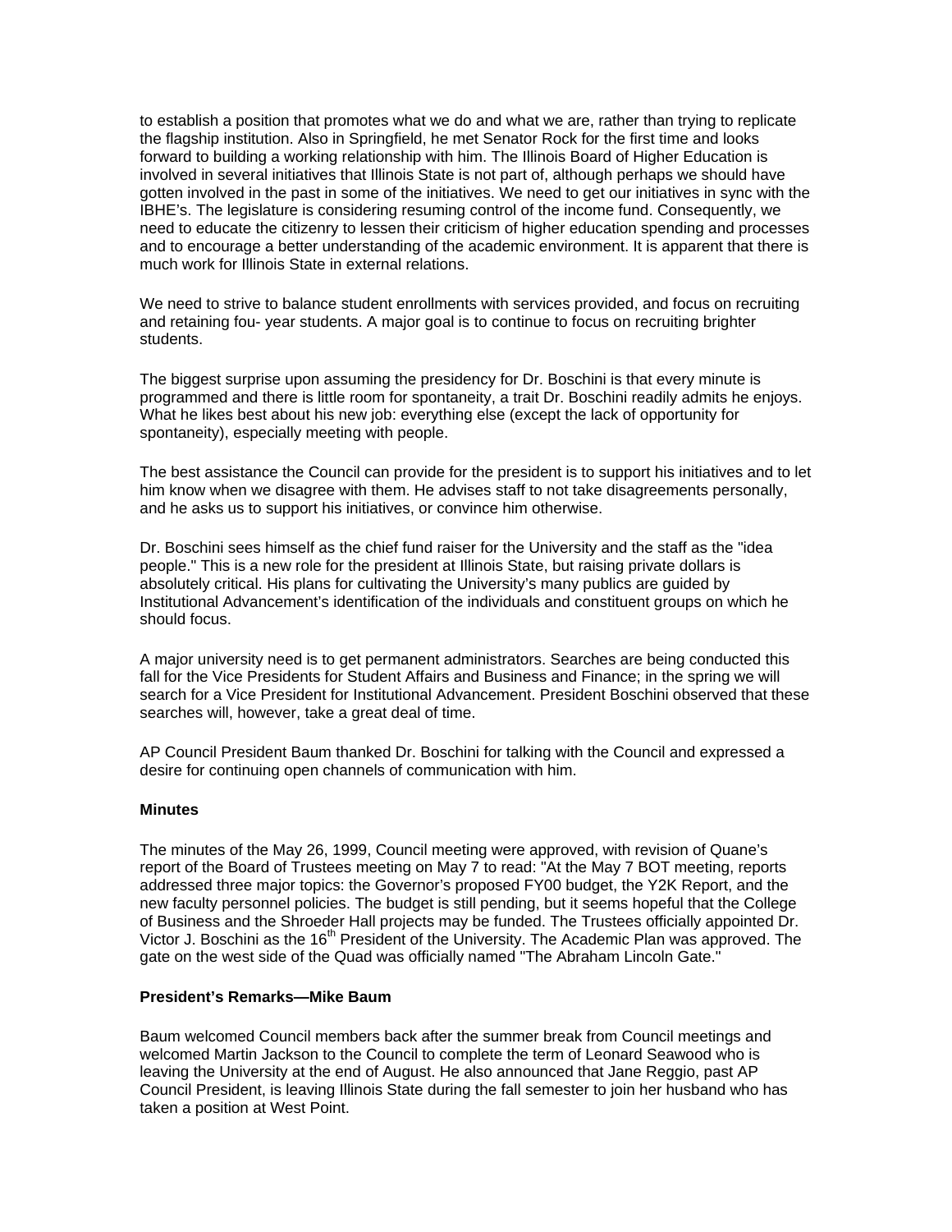to establish a position that promotes what we do and what we are, rather than trying to replicate the flagship institution. Also in Springfield, he met Senator Rock for the first time and looks forward to building a working relationship with him. The Illinois Board of Higher Education is involved in several initiatives that Illinois State is not part of, although perhaps we should have gotten involved in the past in some of the initiatives. We need to get our initiatives in sync with the IBHE's. The legislature is considering resuming control of the income fund. Consequently, we need to educate the citizenry to lessen their criticism of higher education spending and processes and to encourage a better understanding of the academic environment. It is apparent that there is much work for Illinois State in external relations.

We need to strive to balance student enrollments with services provided, and focus on recruiting and retaining fou- year students. A major goal is to continue to focus on recruiting brighter students.

The biggest surprise upon assuming the presidency for Dr. Boschini is that every minute is programmed and there is little room for spontaneity, a trait Dr. Boschini readily admits he enjoys. What he likes best about his new job: everything else (except the lack of opportunity for spontaneity), especially meeting with people.

The best assistance the Council can provide for the president is to support his initiatives and to let him know when we disagree with them. He advises staff to not take disagreements personally, and he asks us to support his initiatives, or convince him otherwise.

Dr. Boschini sees himself as the chief fund raiser for the University and the staff as the "idea people." This is a new role for the president at Illinois State, but raising private dollars is absolutely critical. His plans for cultivating the University's many publics are guided by Institutional Advancement's identification of the individuals and constituent groups on which he should focus.

A major university need is to get permanent administrators. Searches are being conducted this fall for the Vice Presidents for Student Affairs and Business and Finance; in the spring we will search for a Vice President for Institutional Advancement. President Boschini observed that these searches will, however, take a great deal of time.

AP Council President Baum thanked Dr. Boschini for talking with the Council and expressed a desire for continuing open channels of communication with him.

**Minutes**

The minutes of the May 26, 1999, Council meeting were approved, with revision of Quane's report of the Board of Trustees meeting on May 7 to read: "At the May 7 BOT meeting, reports addressed three major topics: the Governor's proposed FY00 budget, the Y2K Report, and the new faculty personnel policies. The budget is still pending, but it seems hopeful that the College of Business and the Shroeder Hall projects may be funded. The Trustees officially appointed Dr. Victor J. Boschini as the 16th President of the University. The Academic Plan was approved. The gate on the west side of the Quad was officially named "The Abraham Lincoln Gate."

**President's Remarks—Mike Baum**

Baum welcomed Council members back after the summer break from Council meetings and welcomed Martin Jackson to the Council to complete the term of Leonard Seawood who is leaving the University at the end of August. He also announced that Jane Reggio, past AP Council President, is leaving Illinois State during the fall semester to join her husband who has taken a position at West Point.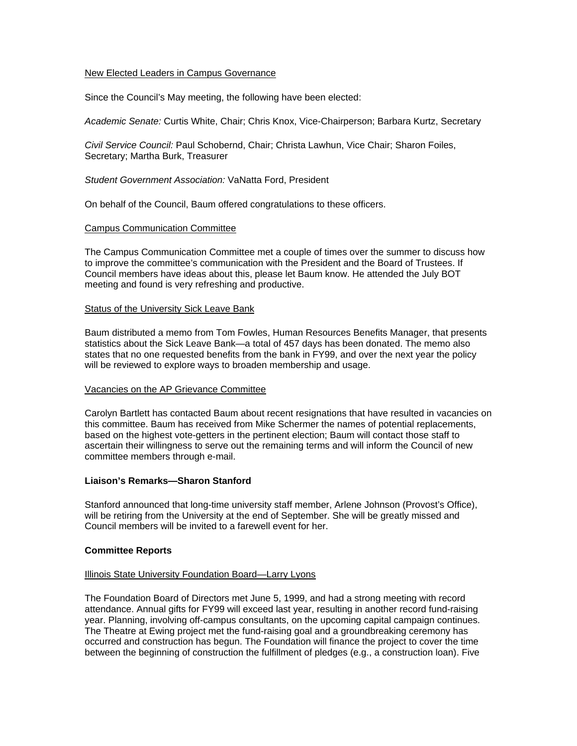<u>New Elected Leaders in Campus Governance</u>

Since the Council's May meeting, the following have been elected:

*Academic Senate:* Curtis White, Chair; Chris Knox, Vice-Chairperson; Barbara Kurtz, Secretary

*Civil Service Council:* Paul Schobernd, Chair; Christa Lawhun, Vice Chair; Sharon Foiles, Secretary; Martha Burk, Treasurer

*Student Government Association:* VaNatta Ford, President

On behalf of the Council, Baum offered congratulations to these officers.

<u>Campus Communication Committee</u>

The Campus Communication Committee met a couple of times over the summer to discuss how to improve the committee's communication with the President and the Board of Trustees. If Council members have ideas about this, please let Baum know. He attended the July BOT meeting and found is very refreshing and productive.

<u>Status of the University Sick Leave Bank</u>

Baum distributed a memo from Tom Fowles, Human Resources Benefits Manager, that presents statistics about the Sick Leave Bank—a total of 457 days has been donated. The memo also states that no one requested benefits from the bank in FY99, and over the next year the policy will be reviewed to explore ways to broaden membership and usage.

<u>Vacancies on the AP Grievance Committee</u>

Carolyn Bartlett has contacted Baum about recent resignations that have resulted in vacancies on this committee. Baum has received from Mike Schermer the names of potential replacements, based on the highest vote-getters in the pertinent election; Baum will contact those staff to ascertain their willingness to serve out the remaining terms and will inform the Council of new committee members through e-mail.

**Liaison's Remarks—Sharon Stanford**

Stanford announced that long-time university staff member, Arlene Johnson (Provost's Office), will be retiring from the University at the end of September. She will be greatly missed and Council members will be invited to a farewell event for her.

**Committee Reports**

<u>Illinois State University Foundation Board—Larry Lyons</u>

The Foundation Board of Directors met June 5, 1999, and had a strong meeting with record attendance. Annual gifts for FY99 will exceed last year, resulting in another record fund-raising year. Planning, involving off-campus consultants, on the upcoming capital campaign continues. The Theatre at Ewing project met the fund-raising goal and a groundbreaking ceremony has occurred and construction has begun. The Foundation will finance the project to cover the time between the beginning of construction the fulfillment of pledges (e.g., a construction loan). Five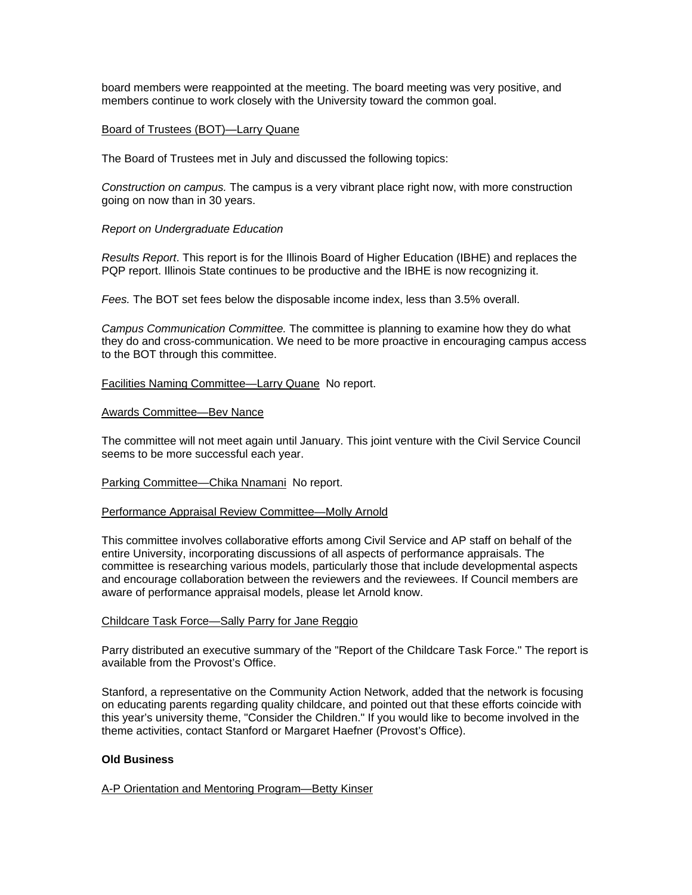board members were reappointed at the meeting. The board meeting was very positive, and members continue to work closely with the University toward the common goal.

<u>Board of Trustees (BOT)—Larry Quane</u>

The Board of Trustees met in July and discussed the following topics:

*Construction on campus.* The campus is a very vibrant place right now, with more construction going on now than in 30 years.

*Report on Undergraduate Education*

*Results Report*. This report is for the Illinois Board of Higher Education (IBHE) and replaces the PQP report. Illinois State continues to be productive and the IBHE is now recognizing it.

*Fees.* The BOT set fees below the disposable income index, less than 3.5% overall.

*Campus Communication Committee.* The committee is planning to examine how they do what they do and cross-communication. We need to be more proactive in encouraging campus access to the BOT through this committee.

<u>Facilities Naming Committee—Larry Quane</u> No report.

<u>Awards Committee—Bev Nance</u>

The committee will not meet again until January. This joint venture with the Civil Service Council seems to be more successful each year.

<u>Parking Committee—Chika Nnamani</u> No report.

<u>Performance Appraisal Review Committee—Molly Arnold</u>

This committee involves collaborative efforts among Civil Service and AP staff on behalf of the entire University, incorporating discussions of all aspects of performance appraisals. The committee is researching various models, particularly those that include developmental aspects and encourage collaboration between the reviewers and the reviewees. If Council members are aware of performance appraisal models, please let Arnold know.

<u>Childcare Task Force—Sally Parry for Jane Reggio</u>

Parry distributed an executive summary of the "Report of the Childcare Task Force." The report is available from the Provost's Office.

Stanford, a representative on the Community Action Network, added that the network is focusing on educating parents regarding quality childcare, and pointed out that these efforts coincide with this year's university theme, "Consider the Children." If you would like to become involved in the theme activities, contact Stanford or Margaret Haefner (Provost's Office).

**Old Business**

<u>A-P Orientation and Mentoring Program—Betty Kinser</u>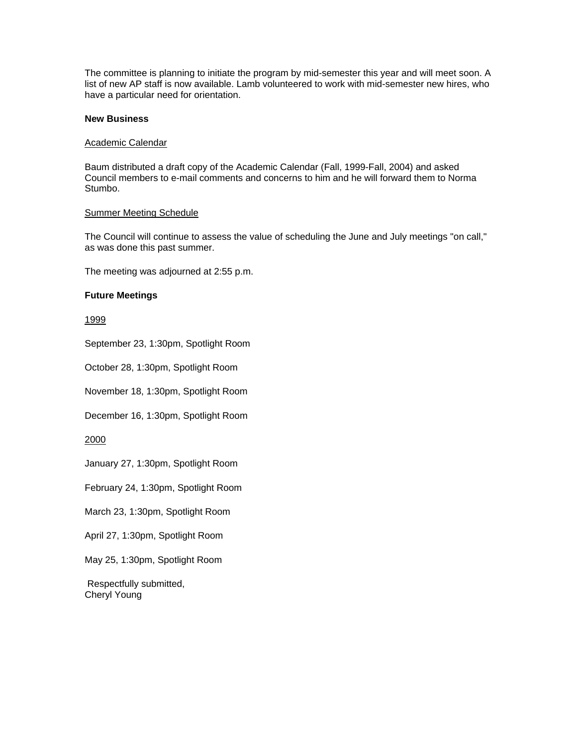The committee is planning to initiate the program by mid-semester this year and will meet soon. A list of new AP staff is now available. Lamb volunteered to work with mid-semester new hires, who have a particular need for orientation.

**New Business**

Academic Calendar

Baum distributed a draft copy of the Academic Calendar (Fall, 1999-Fall, 2004) and asked Council members to e-mail comments and concerns to him and he will forward them to Norma Stumbo.

Summer Meeting Schedule

The Council will continue to assess the value of scheduling the June and July meetings "on call," as was done this past summer.

The meeting was adjourned at 2:55 p.m.

**Future Meetings**

1999

September 23, 1:30pm, Spotlight Room

October 28, 1:30pm, Spotlight Room

November 18, 1:30pm, Spotlight Room

December 16, 1:30pm, Spotlight Room

2000

January 27, 1:30pm, Spotlight Room

February 24, 1:30pm, Spotlight Room

March 23, 1:30pm, Spotlight Room

April 27, 1:30pm, Spotlight Room

May 25, 1:30pm, Spotlight Room

Respectfully submitted,
Cheryl Young